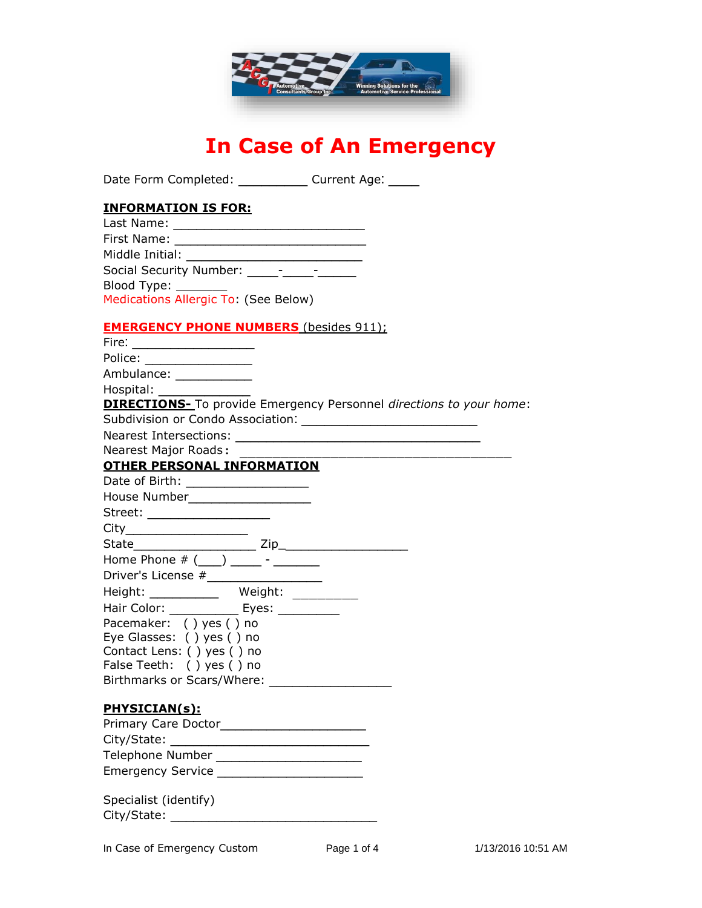# In Case of An Emergency

Date Form Completed: __________ Current Age: ____

**INFORMATION IS FOR:**

Last Name: ____________________________

First Name: ____________________________

Middle Initial: __________________________

Social Security Number: ____-____-_____

Blood Type: ________

Medications Allergic To: (See Below)

**EMERGENCY PHONE NUMBERS** (besides 911);

Fire: _________________

Police: ________________

Ambulance: ___________

Hospital: _____________

**DIRECTIONS-** To provide Emergency Personnel *directions to your home*:

Subdivision or Condo Association: _________________________

Nearest Intersections: ___________________________________

Nearest Major Roads: ________________________________________

**OTHER PERSONAL INFORMATION**

Date of Birth: _________________

House Number_________________

Street: _________________

City_________________

State_________________ Zip_________________

Home Phone # (___) ____ - ______

Driver's License #________________

Height: __________ Weight: _________

Hair Color: __________ Eyes: _________

Pacemaker: ( ) yes ( ) no

Eye Glasses: ( ) yes ( ) no

Contact Lens: ( ) yes ( ) no

False Teeth: ( ) yes ( ) no

Birthmarks or Scars/Where: _________________

**PHYSICIAN(s):**

Primary Care Doctor____________________

City/State: ____________________________

Telephone Number _____________________

Emergency Service _____________________

Specialist (identify)

City/State: ______________________________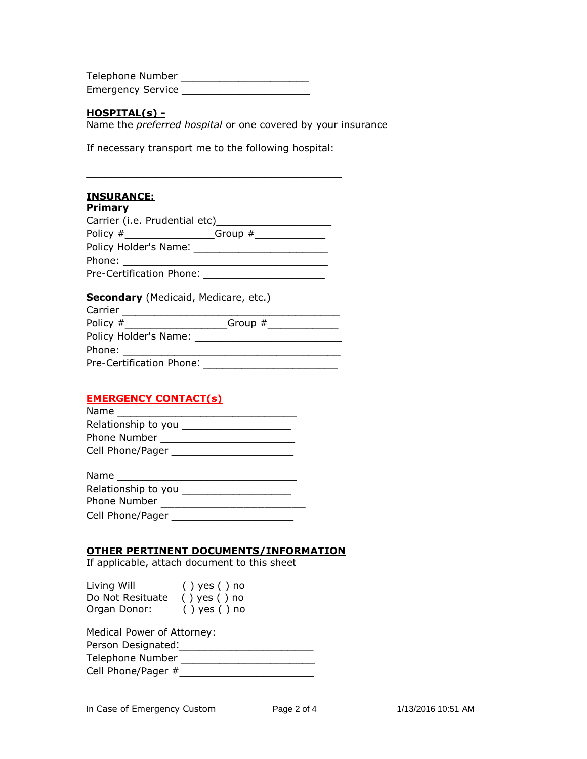Telephone Number _____________________
Emergency Service _____________________

**HOSPITAL(s) -**

Name the *preferred hospital* or one covered by your insurance

If necessary transport me to the following hospital:

__________________________________________

**INSURANCE:**

**Primary**

Carrier (i.e. Prudential etc)___________________
Policy #_______________Group #____________
Policy Holder's Name: ______________________
Phone: __________________________________
Pre-Certification Phone: ____________________

**Secondary** (Medicaid, Medicare, etc.)

Carrier ____________________________________
Policy #_________________Group #____________
Policy Holder's Name: ________________________
Phone: ____________________________________
Pre-Certification Phone: ______________________

**EMERGENCY CONTACT(s)**

Name ______________________________
Relationship to you __________________
Phone Number ______________________
Cell Phone/Pager ____________________

Name ______________________________
Relationship to you __________________
Phone Number ______________________
Cell Phone/Pager ____________________

**OTHER PERTINENT DOCUMENTS/INFORMATION**

If applicable, attach document to this sheet

Living Will ( ) yes ( ) no
Do Not Resituate ( ) yes ( ) no
Organ Donor: ( ) yes ( ) no

Medical Power of Attorney:
Person Designated:______________________
Telephone Number ______________________
Cell Phone/Pager #______________________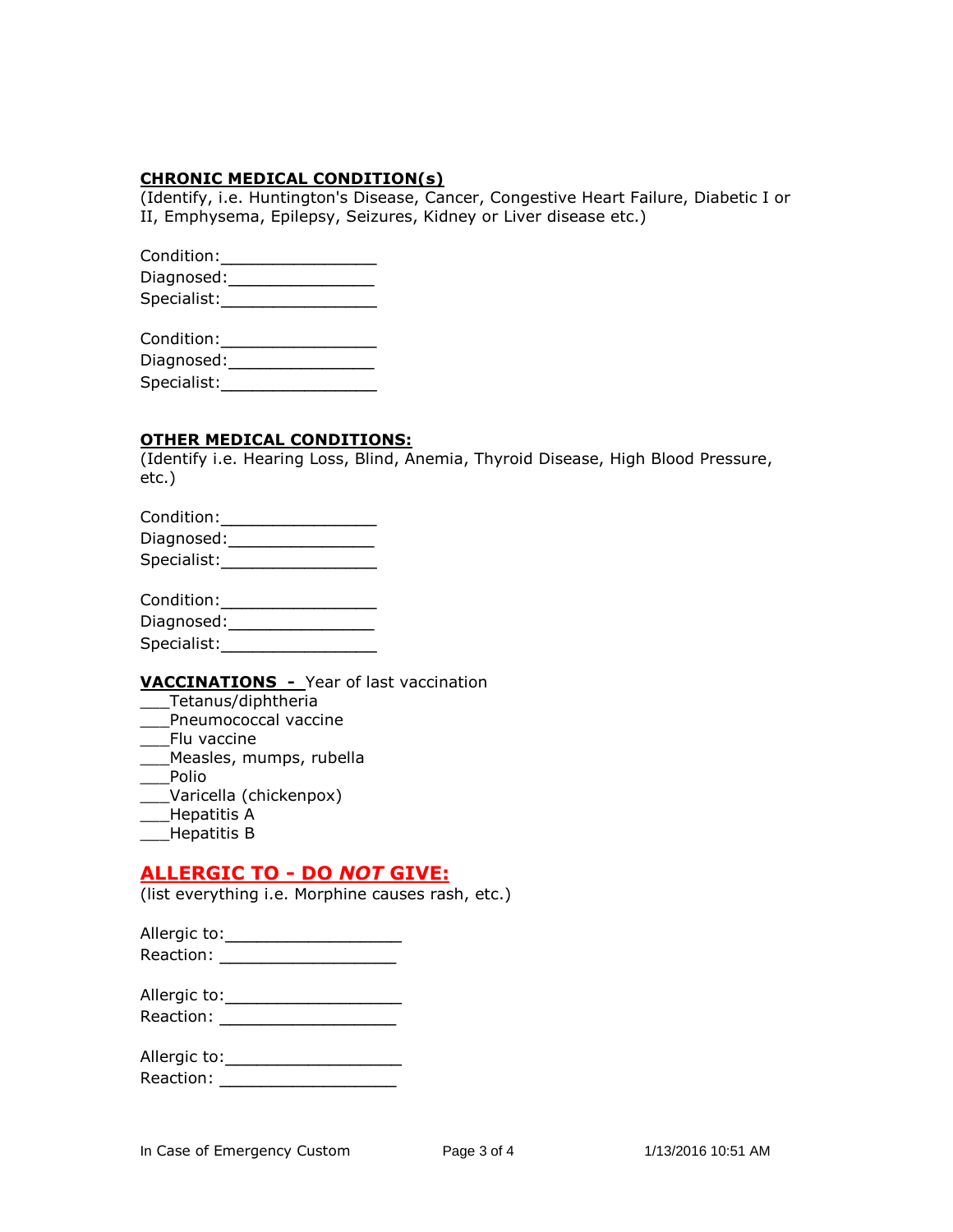**CHRONIC MEDICAL CONDITION(s)**
(Identify, i.e. Huntington's Disease, Cancer, Congestive Heart Failure, Diabetic I or II, Emphysema, Epilepsy, Seizures, Kidney or Liver disease etc.)

Condition:________________
Diagnosed:_______________
Specialist:________________

Condition:________________
Diagnosed:_______________
Specialist:________________

**OTHER MEDICAL CONDITIONS:**
(Identify i.e. Hearing Loss, Blind, Anemia, Thyroid Disease, High Blood Pressure, etc.)

Condition:________________
Diagnosed:_______________
Specialist:________________

Condition:________________
Diagnosed:_______________
Specialist:________________

**VACCINATIONS -** Year of last vaccination
___Tetanus/diphtheria
___Pneumococcal vaccine
___Flu vaccine
___Measles, mumps, rubella
___Polio
___Varicella (chickenpox)
___Hepatitis A
___Hepatitis B

## ALLERGIC TO - DO *NOT* GIVE:
(list everything i.e. Morphine causes rash, etc.)

Allergic to:__________________
Reaction: __________________

Allergic to:__________________
Reaction: __________________

Allergic to:__________________
Reaction: __________________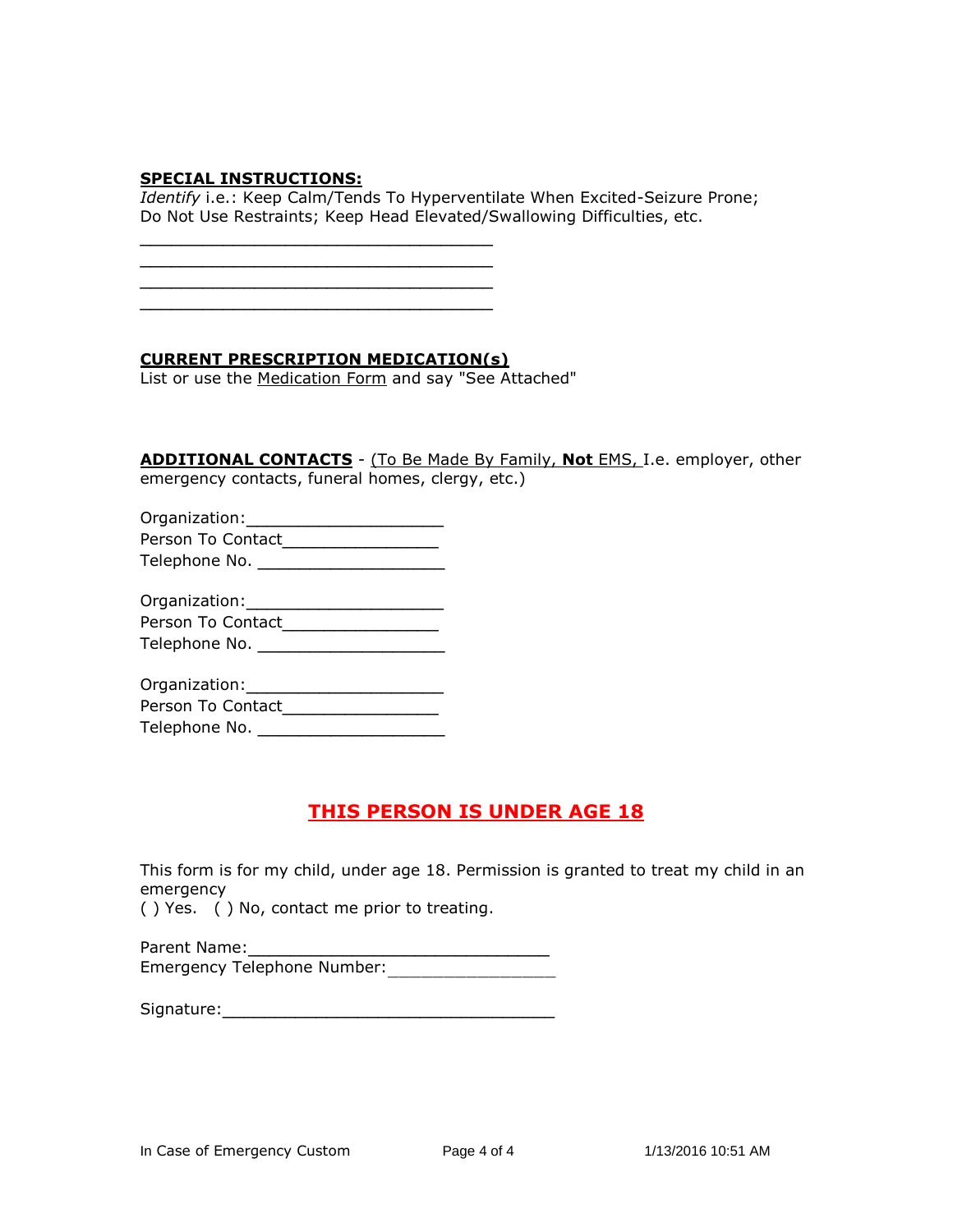**SPECIAL INSTRUCTIONS:**

*Identify* i.e.: Keep Calm/Tends To Hyperventilate When Excited-Seizure Prone; Do Not Use Restraints; Keep Head Elevated/Swallowing Difficulties, etc.

___________________________________
___________________________________
___________________________________
___________________________________

**CURRENT PRESCRIPTION MEDICATION(s)**

List or use the Medication Form and say "See Attached"

**ADDITIONAL CONTACTS** - (To Be Made By Family, **Not** EMS, I.e. employer, other emergency contacts, funeral homes, clergy, etc.)

Organization:____________________
Person To Contact________________
Telephone No. ___________________

Organization:____________________
Person To Contact________________
Telephone No. ___________________

Organization:____________________
Person To Contact________________
Telephone No. ___________________

## THIS PERSON IS UNDER AGE 18

This form is for my child, under age 18. Permission is granted to treat my child in an emergency
( ) Yes. ( ) No, contact me prior to treating.

Parent Name:______________________________
Emergency Telephone Number:_________________

Signature:_________________________________